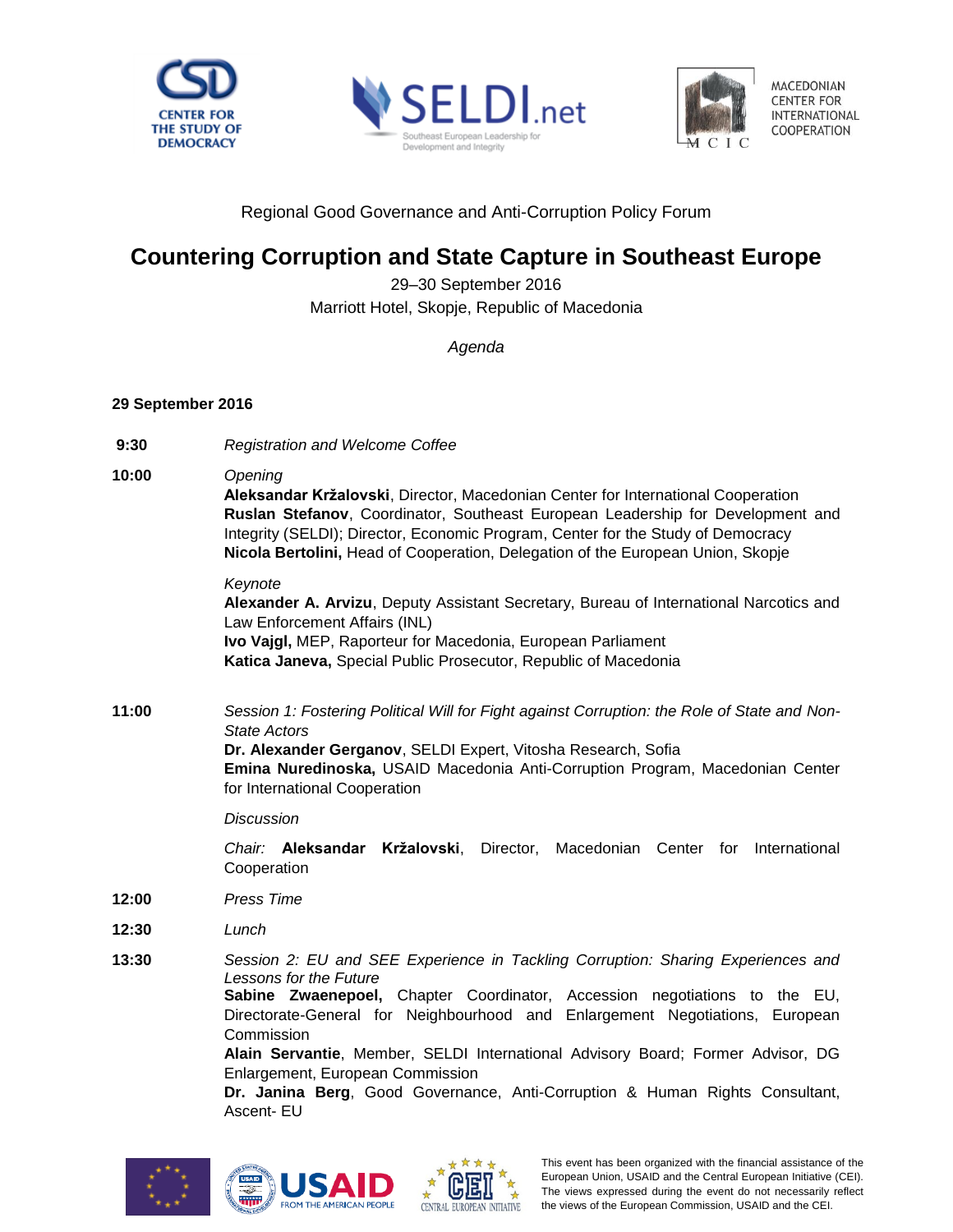Regional Good Governance and Anti-Corruption Policy Forum

# Countering Corruption and State Capture in Southeast Europe

29–30 September 2016

Marriott Hotel, Skopje, Republic of Macedonia

*Agenda*

**29 September 2016**

**9:30** *Registration and Welcome Coffee*

**10:00** *Opening*

**Aleksandar Kržalovski**, Director, Macedonian Center for International Cooperation
**Ruslan Stefanov**, Coordinator, Southeast European Leadership for Development and Integrity (SELDI); Director, Economic Program, Center for the Study of Democracy
**Nicola Bertolini,** Head of Cooperation, Delegation of the European Union, Skopje

*Keynote*

**Alexander A. Arvizu**, Deputy Assistant Secretary, Bureau of International Narcotics and Law Enforcement Affairs (INL)
**Ivo Vajgl,** MEP, Raporteur for Macedonia, European Parliament
**Katica Janeva,** Special Public Prosecutor, Republic of Macedonia

**11:00** *Session 1: Fostering Political Will for Fight against Corruption: the Role of State and Non-State Actors*

**Dr. Alexander Gerganov**, SELDI Expert, Vitosha Research, Sofia
**Emina Nuredinoska,** USAID Macedonia Anti-Corruption Program, Macedonian Center for International Cooperation

*Discussion*

*Chair:* **Aleksandar Kržalovski**, Director, Macedonian Center for International Cooperation

**12:00** *Press Time*

**12:30** *Lunch*

**13:30** *Session 2: EU and SEE Experience in Tackling Corruption: Sharing Experiences and Lessons for the Future*

**Sabine Zwaenepoel,** Chapter Coordinator, Accession negotiations to the EU, Directorate-General for Neighbourhood and Enlargement Negotiations, European Commission
**Alain Servantie**, Member, SELDI International Advisory Board; Former Advisor, DG Enlargement, European Commission
**Dr. Janina Berg**, Good Governance, Anti-Corruption & Human Rights Consultant, Ascent- EU

This event has been organized with the financial assistance of the European Union, USAID and the Central European Initiative (CEI). The views expressed during the event do not necessarily reflect the views of the European Commission, USAID and the CEI.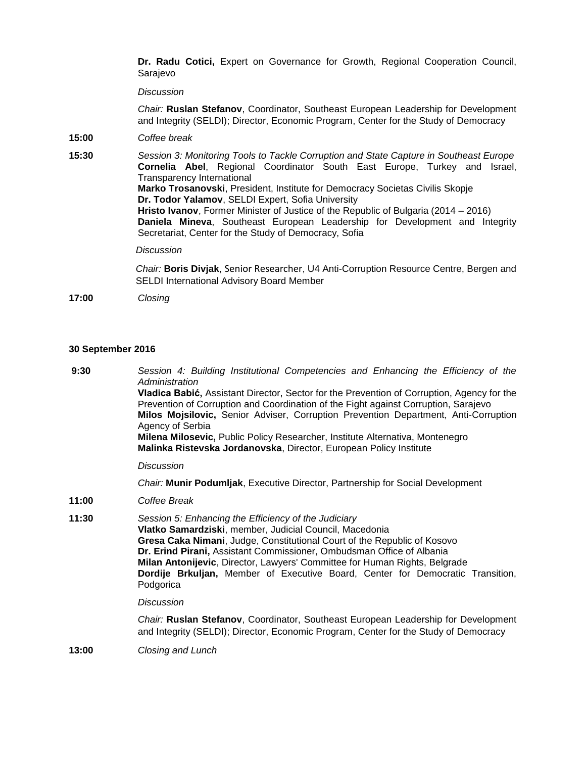**Dr. Radu Cotici,** Expert on Governance for Growth, Regional Cooperation Council, Sarajevo

*Discussion*

*Chair:* **Ruslan Stefanov**, Coordinator, Southeast European Leadership for Development and Integrity (SELDI); Director, Economic Program, Center for the Study of Democracy

**15:00** *Coffee break*

**15:30** *Session 3: Monitoring Tools to Tackle Corruption and State Capture in Southeast Europe*

**Cornelia Abel**, Regional Coordinator South East Europe, Turkey and Israel, Transparency International
**Marko Trosanovski**, President, Institute for Democracy Societas Civilis Skopje
**Dr. Todor Yalamov**, SELDI Expert, Sofia University
**Hristo Ivanov**, Former Minister of Justice of the Republic of Bulgaria (2014 – 2016)
**Daniela Mineva**, Southeast European Leadership for Development and Integrity Secretariat, Center for the Study of Democracy, Sofia

*Discussion*

*Chair:* **Boris Divjak**, Senior Researcher, U4 Anti-Corruption Resource Centre, Bergen and SELDI International Advisory Board Member

**17:00** *Closing*

**30 September 2016**

**9:30** *Session 4: Building Institutional Competencies and Enhancing the Efficiency of the Administration*

**Vladica Babić,** Assistant Director, Sector for the Prevention of Corruption, Agency for the Prevention of Corruption and Coordination of the Fight against Corruption, Sarajevo
**Milos Mojsilovic,** Senior Adviser, Corruption Prevention Department, Anti-Corruption Agency of Serbia
**Milena Milosevic,** Public Policy Researcher, Institute Alternativa, Montenegro
**Malinka Ristevska Jordanovska**, Director, European Policy Institute

*Discussion*

*Chair:* **Munir Podumljak**, Executive Director, Partnership for Social Development

**11:00** *Coffee Break*

**11:30** *Session 5: Enhancing the Efficiency of the Judiciary*

**Vlatko Samardziski**, member, Judicial Council, Macedonia
**Gresa Caka Nimani**, Judge, Constitutional Court of the Republic of Kosovo
**Dr. Erind Pirani,** Assistant Commissioner, Ombudsman Office of Albania
**Milan Antonijevic**, Director, Lawyers' Committee for Human Rights, Belgrade
**Dordije Brkuljan,** Member of Executive Board, Center for Democratic Transition, Podgorica

*Discussion*

*Chair:* **Ruslan Stefanov**, Coordinator, Southeast European Leadership for Development and Integrity (SELDI); Director, Economic Program, Center for the Study of Democracy

**13:00** *Closing and Lunch*